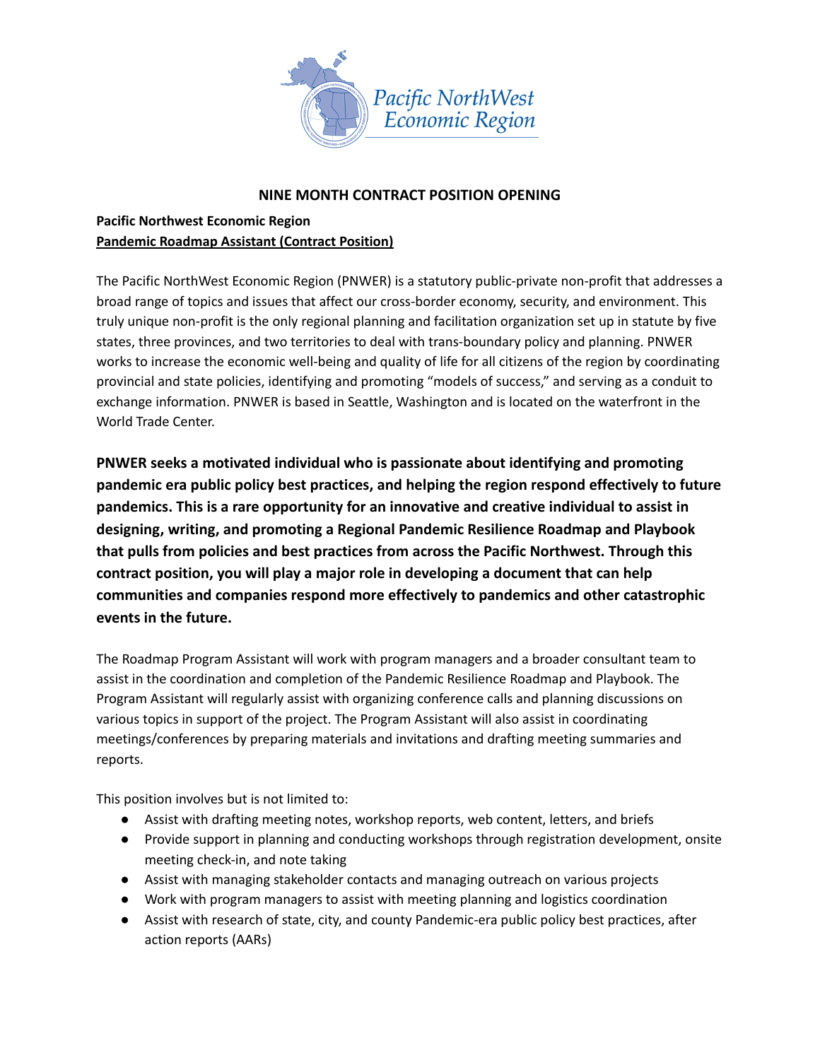Pacific NorthWest Economic Region

## NINE MONTH CONTRACT POSITION OPENING

**Pacific Northwest Economic Region**
**Pandemic Roadmap Assistant (Contract Position)**

The Pacific NorthWest Economic Region (PNWER) is a statutory public-private non-profit that addresses a broad range of topics and issues that affect our cross-border economy, security, and environment. This truly unique non-profit is the only regional planning and facilitation organization set up in statute by five states, three provinces, and two territories to deal with trans-boundary policy and planning. PNWER works to increase the economic well-being and quality of life for all citizens of the region by coordinating provincial and state policies, identifying and promoting "models of success," and serving as a conduit to exchange information. PNWER is based in Seattle, Washington and is located on the waterfront in the World Trade Center.

**PNWER seeks a motivated individual who is passionate about identifying and promoting pandemic era public policy best practices, and helping the region respond effectively to future pandemics. This is a rare opportunity for an innovative and creative individual to assist in designing, writing, and promoting a Regional Pandemic Resilience Roadmap and Playbook that pulls from policies and best practices from across the Pacific Northwest. Through this contract position, you will play a major role in developing a document that can help communities and companies respond more effectively to pandemics and other catastrophic events in the future.**

The Roadmap Program Assistant will work with program managers and a broader consultant team to assist in the coordination and completion of the Pandemic Resilience Roadmap and Playbook. The Program Assistant will regularly assist with organizing conference calls and planning discussions on various topics in support of the project. The Program Assistant will also assist in coordinating meetings/conferences by preparing materials and invitations and drafting meeting summaries and reports.

This position involves but is not limited to:

- Assist with drafting meeting notes, workshop reports, web content, letters, and briefs
- Provide support in planning and conducting workshops through registration development, onsite meeting check-in, and note taking
- Assist with managing stakeholder contacts and managing outreach on various projects
- Work with program managers to assist with meeting planning and logistics coordination
- Assist with research of state, city, and county Pandemic-era public policy best practices, after action reports (AARs)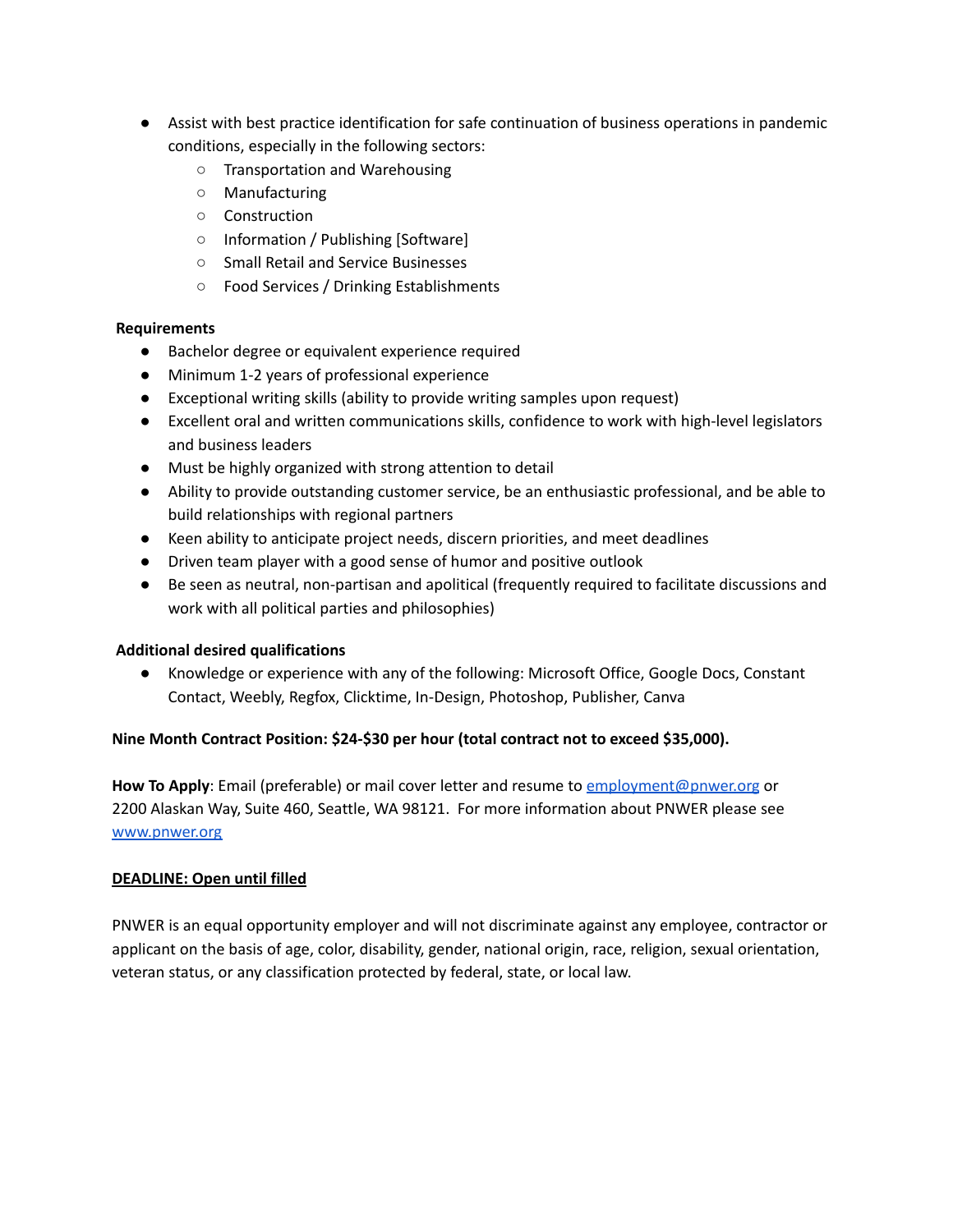- Assist with best practice identification for safe continuation of business operations in pandemic conditions, especially in the following sectors:
  - Transportation and Warehousing
  - Manufacturing
  - Construction
  - Information / Publishing [Software]
  - Small Retail and Service Businesses
  - Food Services / Drinking Establishments

**Requirements**

- Bachelor degree or equivalent experience required
- Minimum 1-2 years of professional experience
- Exceptional writing skills (ability to provide writing samples upon request)
- Excellent oral and written communications skills, confidence to work with high-level legislators and business leaders
- Must be highly organized with strong attention to detail
- Ability to provide outstanding customer service, be an enthusiastic professional, and be able to build relationships with regional partners
- Keen ability to anticipate project needs, discern priorities, and meet deadlines
- Driven team player with a good sense of humor and positive outlook
- Be seen as neutral, non-partisan and apolitical (frequently required to facilitate discussions and work with all political parties and philosophies)

**Additional desired qualifications**

- Knowledge or experience with any of the following: Microsoft Office, Google Docs, Constant Contact, Weebly, Regfox, Clicktime, In-Design, Photoshop, Publisher, Canva

**Nine Month Contract Position: $24-$30 per hour (total contract not to exceed $35,000).**

**How To Apply**: Email (preferable) or mail cover letter and resume to employment@pnwer.org or 2200 Alaskan Way, Suite 460, Seattle, WA 98121. For more information about PNWER please see www.pnwer.org

**DEADLINE: Open until filled**

PNWER is an equal opportunity employer and will not discriminate against any employee, contractor or applicant on the basis of age, color, disability, gender, national origin, race, religion, sexual orientation, veteran status, or any classification protected by federal, state, or local law.